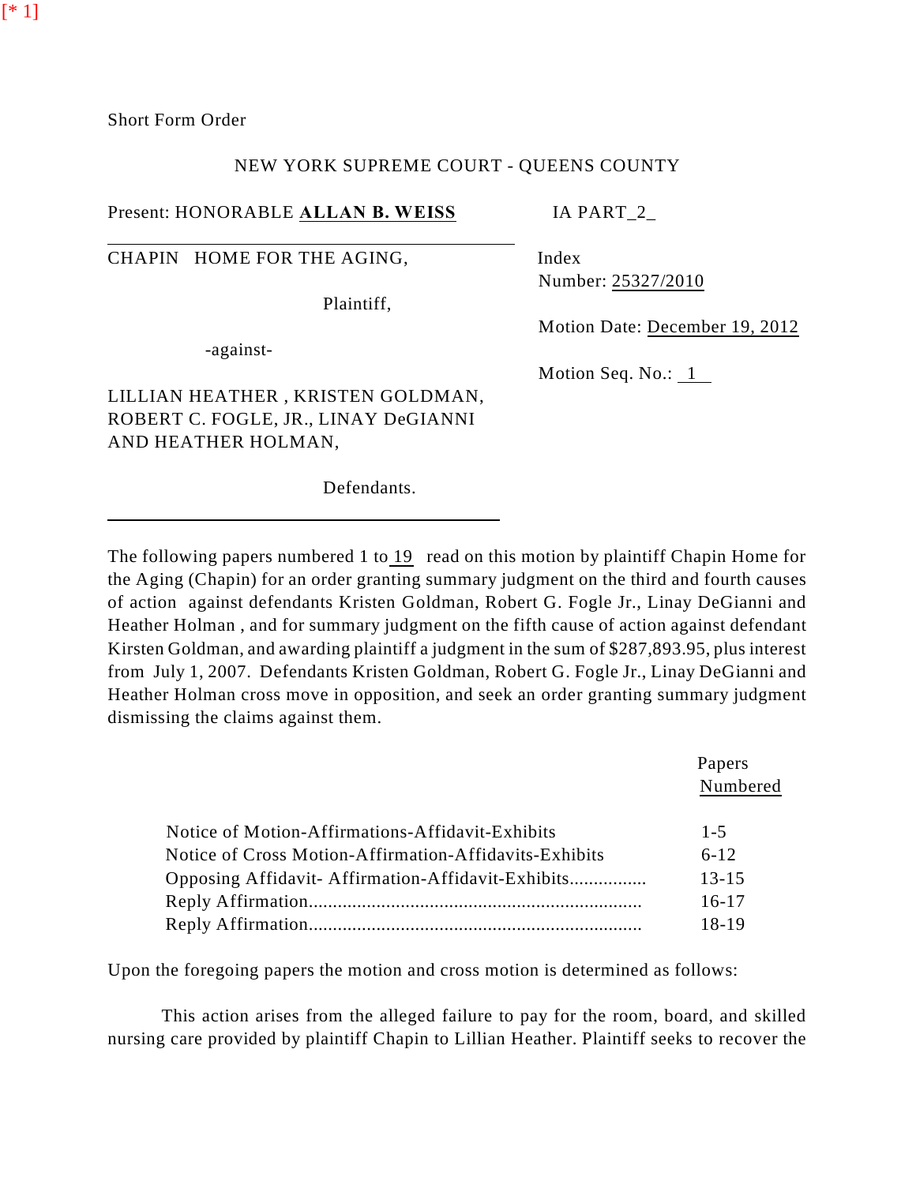[* 1]

Short Form Order

NEW YORK SUPREME COURT - QUEENS COUNTY

Present: HONORABLE **ALLAN B. WEISS** IA PART_2_

| | |
|---|---|
| CHAPIN HOME FOR THE AGING,<br><br>Plaintiff,<br><br>-against-<br><br>LILLIAN HEATHER , KRISTEN GOLDMAN, ROBERT C. FOGLE, JR., LINAY DeGIANNI AND HEATHER HOLMAN,<br><br>Defendants. | Index Number: 25327/2010<br><br>Motion Date: December 19, 2012<br><br>Motion Seq. No.: 1 |

The following papers numbered 1 to 19 read on this motion by plaintiff Chapin Home for the Aging (Chapin) for an order granting summary judgment on the third and fourth causes of action against defendants Kristen Goldman, Robert G. Fogle Jr., Linay DeGianni and Heather Holman , and for summary judgment on the fifth cause of action against defendant Kirsten Goldman, and awarding plaintiff a judgment in the sum of $287,893.95, plus interest from July 1, 2007. Defendants Kristen Goldman, Robert G. Fogle Jr., Linay DeGianni and Heather Holman cross move in opposition, and seek an order granting summary judgment dismissing the claims against them.

| | Papers Numbered |
|---|---|
| Notice of Motion-Affirmations-Affidavit-Exhibits | 1-5 |
| Notice of Cross Motion-Affirmation-Affidavits-Exhibits | 6-12 |
| Opposing Affidavit- Affirmation-Affidavit-Exhibits................ | 13-15 |
| Reply Affirmation..................................................................... | 16-17 |
| Reply Affirmation..................................................................... | 18-19 |

Upon the foregoing papers the motion and cross motion is determined as follows:

This action arises from the alleged failure to pay for the room, board, and skilled nursing care provided by plaintiff Chapin to Lillian Heather. Plaintiff seeks to recover the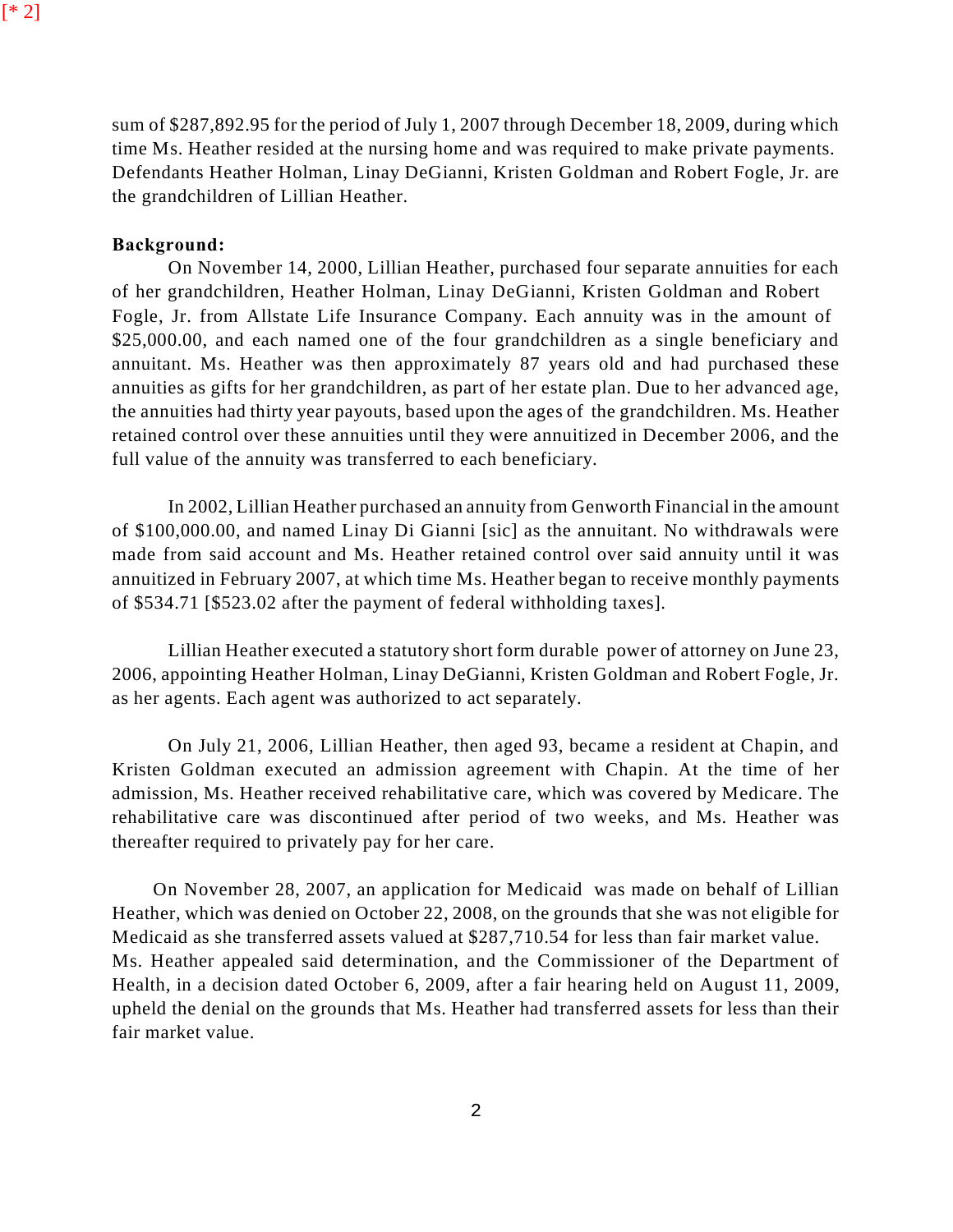[* 2]

sum of $287,892.95 for the period of July 1, 2007 through December 18, 2009, during which time Ms. Heather resided at the nursing home and was required to make private payments. Defendants Heather Holman, Linay DeGianni, Kristen Goldman and Robert Fogle, Jr. are the grandchildren of Lillian Heather.

**Background:**

On November 14, 2000, Lillian Heather, purchased four separate annuities for each of her grandchildren, Heather Holman, Linay DeGianni, Kristen Goldman and Robert Fogle, Jr. from Allstate Life Insurance Company. Each annuity was in the amount of $25,000.00, and each named one of the four grandchildren as a single beneficiary and annuitant. Ms. Heather was then approximately 87 years old and had purchased these annuities as gifts for her grandchildren, as part of her estate plan. Due to her advanced age, the annuities had thirty year payouts, based upon the ages of the grandchildren. Ms. Heather retained control over these annuities until they were annuitized in December 2006, and the full value of the annuity was transferred to each beneficiary.

In 2002, Lillian Heather purchased an annuity from Genworth Financial in the amount of $100,000.00, and named Linay Di Gianni [sic] as the annuitant. No withdrawals were made from said account and Ms. Heather retained control over said annuity until it was annuitized in February 2007, at which time Ms. Heather began to receive monthly payments of $534.71 [$523.02 after the payment of federal withholding taxes].

Lillian Heather executed a statutory short form durable power of attorney on June 23, 2006, appointing Heather Holman, Linay DeGianni, Kristen Goldman and Robert Fogle, Jr. as her agents. Each agent was authorized to act separately.

On July 21, 2006, Lillian Heather, then aged 93, became a resident at Chapin, and Kristen Goldman executed an admission agreement with Chapin. At the time of her admission, Ms. Heather received rehabilitative care, which was covered by Medicare. The rehabilitative care was discontinued after period of two weeks, and Ms. Heather was thereafter required to privately pay for her care.

On November 28, 2007, an application for Medicaid was made on behalf of Lillian Heather, which was denied on October 22, 2008, on the grounds that she was not eligible for Medicaid as she transferred assets valued at $287,710.54 for less than fair market value. Ms. Heather appealed said determination, and the Commissioner of the Department of Health, in a decision dated October 6, 2009, after a fair hearing held on August 11, 2009, upheld the denial on the grounds that Ms. Heather had transferred assets for less than their fair market value.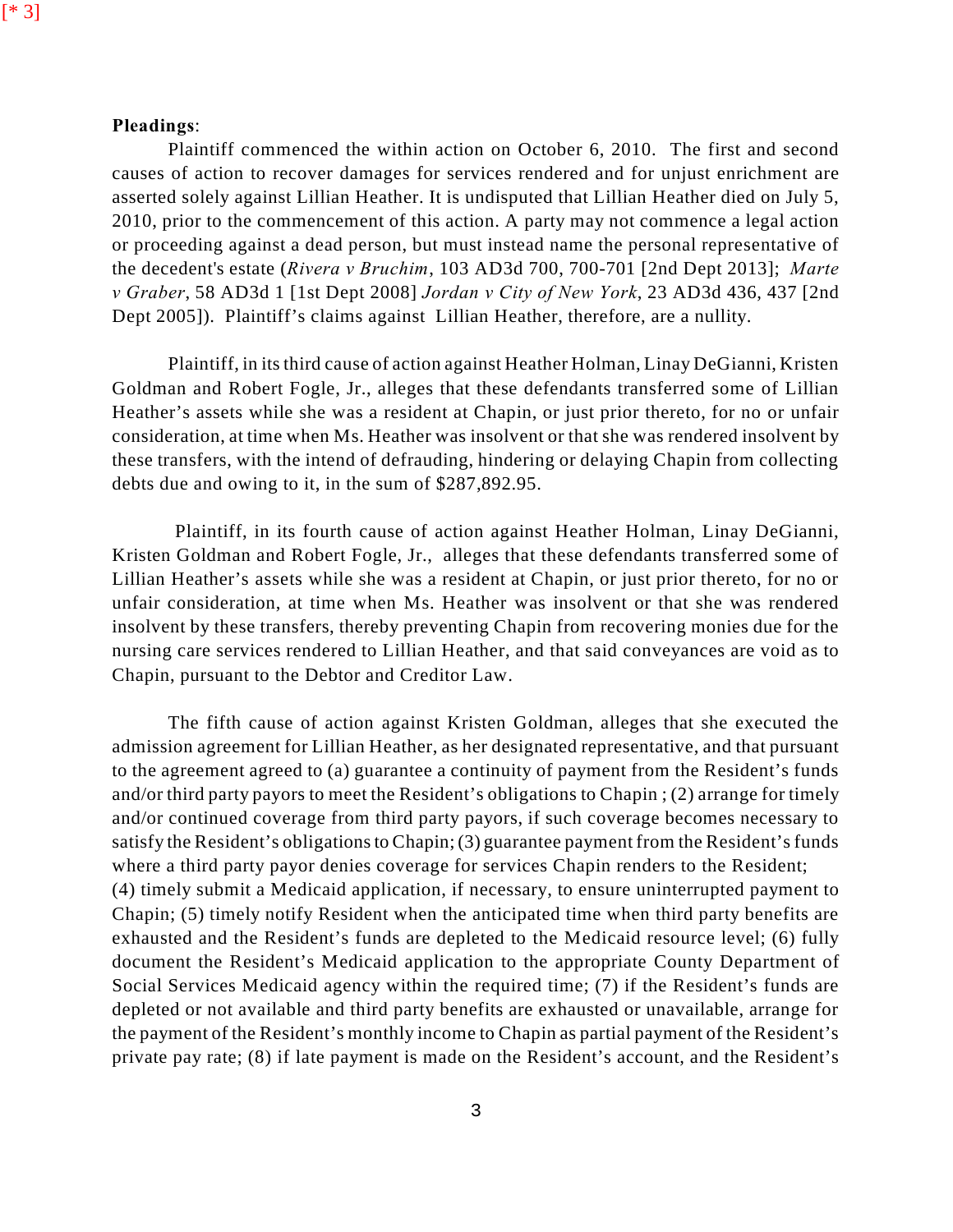**Pleadings**:

Plaintiff commenced the within action on October 6, 2010. The first and second causes of action to recover damages for services rendered and for unjust enrichment are asserted solely against Lillian Heather. It is undisputed that Lillian Heather died on July 5, 2010, prior to the commencement of this action. A party may not commence a legal action or proceeding against a dead person, but must instead name the personal representative of the decedent's estate (*Rivera v Bruchim*, 103 AD3d 700, 700-701 [2nd Dept 2013]; *Marte v Graber*, 58 AD3d 1 [1st Dept 2008] *Jordan v City of New York*, 23 AD3d 436, 437 [2nd Dept 2005]). Plaintiff's claims against Lillian Heather, therefore, are a nullity.

Plaintiff, in its third cause of action against Heather Holman, Linay DeGianni, Kristen Goldman and Robert Fogle, Jr., alleges that these defendants transferred some of Lillian Heather's assets while she was a resident at Chapin, or just prior thereto, for no or unfair consideration, at time when Ms. Heather was insolvent or that she was rendered insolvent by these transfers, with the intend of defrauding, hindering or delaying Chapin from collecting debts due and owing to it, in the sum of $287,892.95.

Plaintiff, in its fourth cause of action against Heather Holman, Linay DeGianni, Kristen Goldman and Robert Fogle, Jr., alleges that these defendants transferred some of Lillian Heather's assets while she was a resident at Chapin, or just prior thereto, for no or unfair consideration, at time when Ms. Heather was insolvent or that she was rendered insolvent by these transfers, thereby preventing Chapin from recovering monies due for the nursing care services rendered to Lillian Heather, and that said conveyances are void as to Chapin, pursuant to the Debtor and Creditor Law.

The fifth cause of action against Kristen Goldman, alleges that she executed the admission agreement for Lillian Heather, as her designated representative, and that pursuant to the agreement agreed to (a) guarantee a continuity of payment from the Resident's funds and/or third party payors to meet the Resident's obligations to Chapin ; (2) arrange for timely and/or continued coverage from third party payors, if such coverage becomes necessary to satisfy the Resident's obligations to Chapin; (3) guarantee payment from the Resident's funds where a third party payor denies coverage for services Chapin renders to the Resident; (4) timely submit a Medicaid application, if necessary, to ensure uninterrupted payment to Chapin; (5) timely notify Resident when the anticipated time when third party benefits are exhausted and the Resident's funds are depleted to the Medicaid resource level; (6) fully document the Resident's Medicaid application to the appropriate County Department of Social Services Medicaid agency within the required time; (7) if the Resident's funds are depleted or not available and third party benefits are exhausted or unavailable, arrange for the payment of the Resident's monthly income to Chapin as partial payment of the Resident's private pay rate; (8) if late payment is made on the Resident's account, and the Resident's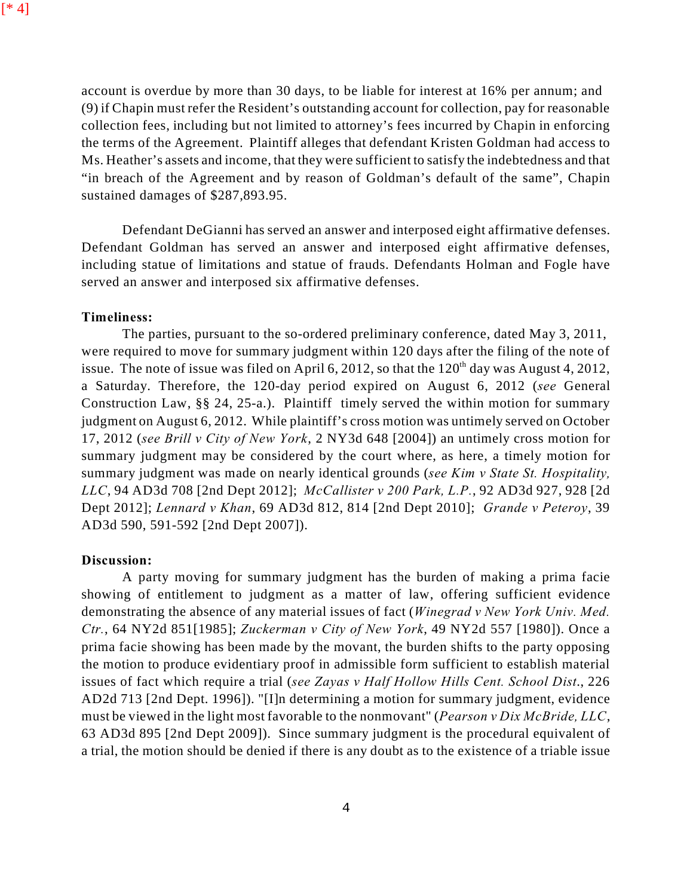account is overdue by more than 30 days, to be liable for interest at 16% per annum; and (9) if Chapin must refer the Resident's outstanding account for collection, pay for reasonable collection fees, including but not limited to attorney's fees incurred by Chapin in enforcing the terms of the Agreement. Plaintiff alleges that defendant Kristen Goldman had access to Ms. Heather's assets and income, that they were sufficient to satisfy the indebtedness and that "in breach of the Agreement and by reason of Goldman's default of the same", Chapin sustained damages of $287,893.95.

Defendant DeGianni has served an answer and interposed eight affirmative defenses. Defendant Goldman has served an answer and interposed eight affirmative defenses, including statue of limitations and statue of frauds. Defendants Holman and Fogle have served an answer and interposed six affirmative defenses.

**Timeliness:**

The parties, pursuant to the so-ordered preliminary conference, dated May 3, 2011, were required to move for summary judgment within 120 days after the filing of the note of issue. The note of issue was filed on April 6, 2012, so that the 120th day was August 4, 2012, a Saturday. Therefore, the 120-day period expired on August 6, 2012 (*see* General Construction Law, §§ 24, 25-a.). Plaintiff timely served the within motion for summary judgment on August 6, 2012. While plaintiff's cross motion was untimely served on October 17, 2012 (*see Brill v City of New York*, 2 NY3d 648 [2004]) an untimely cross motion for summary judgment may be considered by the court where, as here, a timely motion for summary judgment was made on nearly identical grounds (*see Kim v State St. Hospitality, LLC*, 94 AD3d 708 [2nd Dept 2012]; *McCallister v 200 Park, L.P.*, 92 AD3d 927, 928 [2d Dept 2012]; *Lennard v Khan*, 69 AD3d 812, 814 [2nd Dept 2010]; *Grande v Peteroy*, 39 AD3d 590, 591-592 [2nd Dept 2007]).

**Discussion:**

A party moving for summary judgment has the burden of making a prima facie showing of entitlement to judgment as a matter of law, offering sufficient evidence demonstrating the absence of any material issues of fact (*Winegrad v New York Univ. Med. Ctr.*, 64 NY2d 851[1985]; *Zuckerman v City of New York*, 49 NY2d 557 [1980]). Once a prima facie showing has been made by the movant, the burden shifts to the party opposing the motion to produce evidentiary proof in admissible form sufficient to establish material issues of fact which require a trial (*see Zayas v Half Hollow Hills Cent. School Dist*., 226 AD2d 713 [2nd Dept. 1996]). "[I]n determining a motion for summary judgment, evidence must be viewed in the light most favorable to the nonmovant" (*Pearson v Dix McBride, LLC*, 63 AD3d 895 [2nd Dept 2009]). Since summary judgment is the procedural equivalent of a trial, the motion should be denied if there is any doubt as to the existence of a triable issue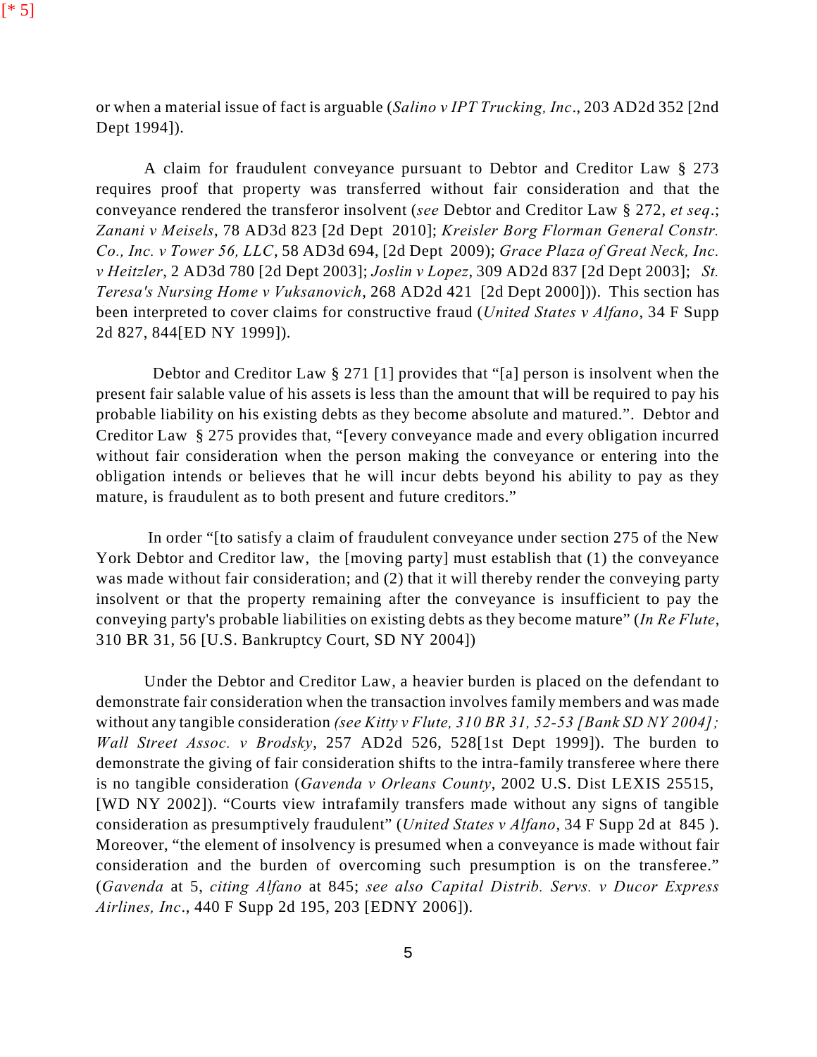or when a material issue of fact is arguable (*Salino v IPT Trucking, Inc*., 203 AD2d 352 [2nd Dept 1994]).

A claim for fraudulent conveyance pursuant to Debtor and Creditor Law § 273 requires proof that property was transferred without fair consideration and that the conveyance rendered the transferor insolvent (*see* Debtor and Creditor Law § 272, *et seq*.; *Zanani v Meisels*, 78 AD3d 823 [2d Dept 2010]; *Kreisler Borg Florman General Constr. Co., Inc. v Tower 56, LLC*, 58 AD3d 694, [2d Dept 2009); *Grace Plaza of Great Neck, Inc. v Heitzler*, 2 AD3d 780 [2d Dept 2003]; *Joslin v Lopez*, 309 AD2d 837 [2d Dept 2003]; *St. Teresa's Nursing Home v Vuksanovich*, 268 AD2d 421 [2d Dept 2000])). This section has been interpreted to cover claims for constructive fraud (*United States v Alfano*, 34 F Supp 2d 827, 844[ED NY 1999]).

Debtor and Creditor Law § 271 [1] provides that "[a] person is insolvent when the present fair salable value of his assets is less than the amount that will be required to pay his probable liability on his existing debts as they become absolute and matured.". Debtor and Creditor Law § 275 provides that, "[every conveyance made and every obligation incurred without fair consideration when the person making the conveyance or entering into the obligation intends or believes that he will incur debts beyond his ability to pay as they mature, is fraudulent as to both present and future creditors."

In order "[to satisfy a claim of fraudulent conveyance under section 275 of the New York Debtor and Creditor law, the [moving party] must establish that (1) the conveyance was made without fair consideration; and (2) that it will thereby render the conveying party insolvent or that the property remaining after the conveyance is insufficient to pay the conveying party's probable liabilities on existing debts as they become mature" (*In Re Flute*, 310 BR 31, 56 [U.S. Bankruptcy Court, SD NY 2004])

Under the Debtor and Creditor Law, a heavier burden is placed on the defendant to demonstrate fair consideration when the transaction involves family members and was made without any tangible consideration *(see Kitty v Flute, 310 BR 31, 52-53 [Bank SD NY 2004]; Wall Street Assoc. v Brodsky*, 257 AD2d 526, 528[1st Dept 1999]). The burden to demonstrate the giving of fair consideration shifts to the intra-family transferee where there is no tangible consideration (*Gavenda v Orleans County*, 2002 U.S. Dist LEXIS 25515, [WD NY 2002]). "Courts view intrafamily transfers made without any signs of tangible consideration as presumptively fraudulent" (*United States v Alfano*, 34 F Supp 2d at 845 ). Moreover, "the element of insolvency is presumed when a conveyance is made without fair consideration and the burden of overcoming such presumption is on the transferee." (*Gavenda* at 5, *citing Alfano* at 845; *see also Capital Distrib. Servs. v Ducor Express Airlines, Inc*., 440 F Supp 2d 195, 203 [EDNY 2006]).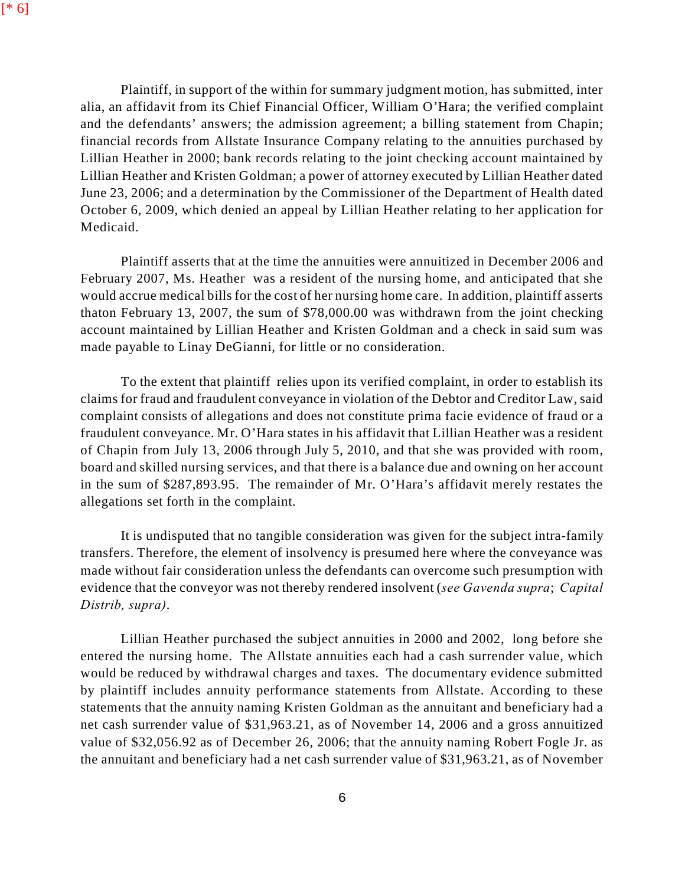Plaintiff, in support of the within for summary judgment motion, has submitted, inter alia, an affidavit from its Chief Financial Officer, William O'Hara; the verified complaint and the defendants' answers; the admission agreement; a billing statement from Chapin; financial records from Allstate Insurance Company relating to the annuities purchased by Lillian Heather in 2000; bank records relating to the joint checking account maintained by Lillian Heather and Kristen Goldman; a power of attorney executed by Lillian Heather dated June 23, 2006; and a determination by the Commissioner of the Department of Health dated October 6, 2009, which denied an appeal by Lillian Heather relating to her application for Medicaid.

Plaintiff asserts that at the time the annuities were annuitized in December 2006 and February 2007, Ms. Heather was a resident of the nursing home, and anticipated that she would accrue medical bills for the cost of her nursing home care. In addition, plaintiff asserts thaton February 13, 2007, the sum of $78,000.00 was withdrawn from the joint checking account maintained by Lillian Heather and Kristen Goldman and a check in said sum was made payable to Linay DeGianni, for little or no consideration.

To the extent that plaintiff relies upon its verified complaint, in order to establish its claims for fraud and fraudulent conveyance in violation of the Debtor and Creditor Law, said complaint consists of allegations and does not constitute prima facie evidence of fraud or a fraudulent conveyance. Mr. O'Hara states in his affidavit that Lillian Heather was a resident of Chapin from July 13, 2006 through July 5, 2010, and that she was provided with room, board and skilled nursing services, and that there is a balance due and owning on her account in the sum of $287,893.95. The remainder of Mr. O'Hara's affidavit merely restates the allegations set forth in the complaint.

It is undisputed that no tangible consideration was given for the subject intra-family transfers. Therefore, the element of insolvency is presumed here where the conveyance was made without fair consideration unless the defendants can overcome such presumption with evidence that the conveyor was not thereby rendered insolvent (*see Gavenda supra*; *Capital Distrib, supra)*.

Lillian Heather purchased the subject annuities in 2000 and 2002, long before she entered the nursing home. The Allstate annuities each had a cash surrender value, which would be reduced by withdrawal charges and taxes. The documentary evidence submitted by plaintiff includes annuity performance statements from Allstate. According to these statements that the annuity naming Kristen Goldman as the annuitant and beneficiary had a net cash surrender value of $31,963.21, as of November 14, 2006 and a gross annuitized value of $32,056.92 as of December 26, 2006; that the annuity naming Robert Fogle Jr. as the annuitant and beneficiary had a net cash surrender value of $31,963.21, as of November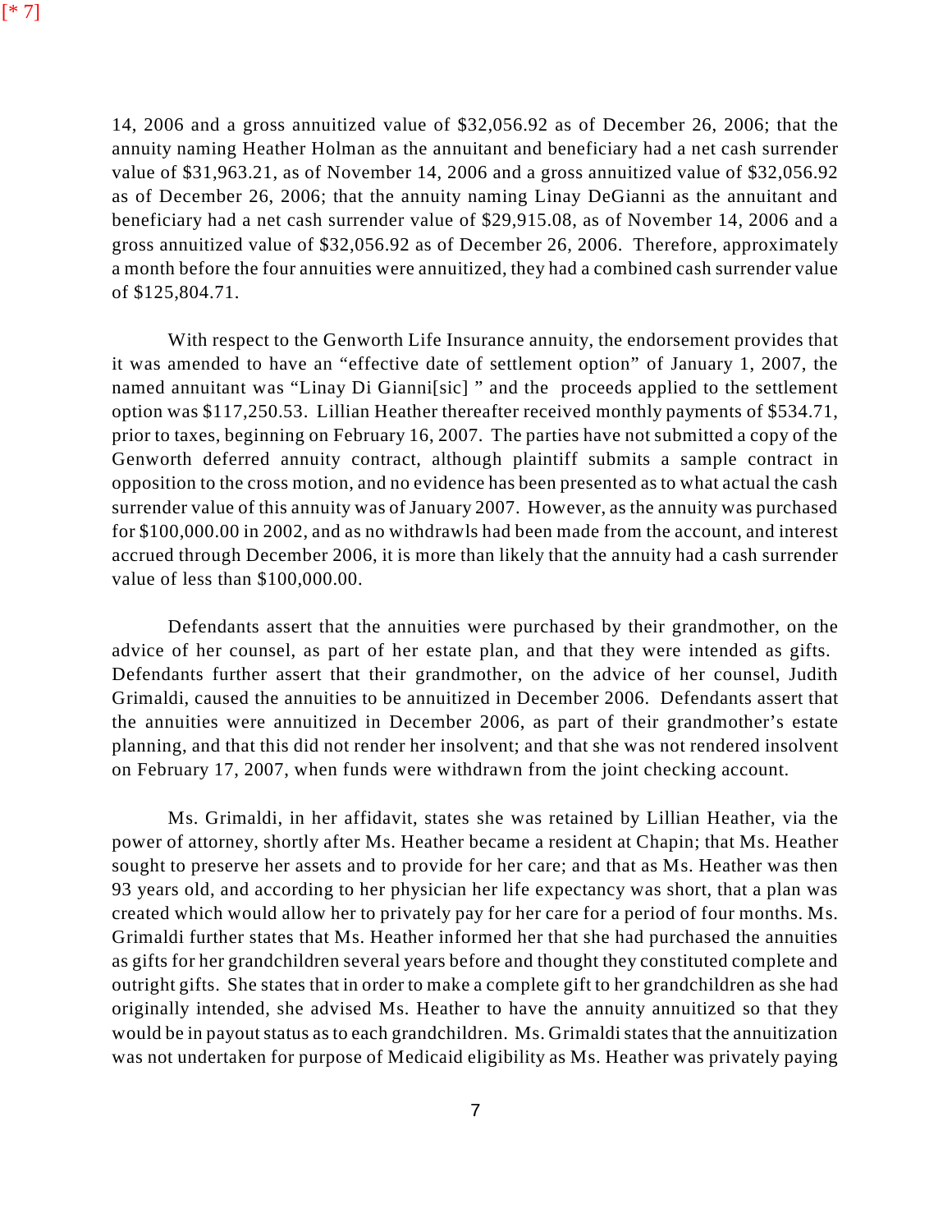[* 7]

14, 2006 and a gross annuitized value of $32,056.92 as of December 26, 2006; that the annuity naming Heather Holman as the annuitant and beneficiary had a net cash surrender value of $31,963.21, as of November 14, 2006 and a gross annuitized value of $32,056.92 as of December 26, 2006; that the annuity naming Linay DeGianni as the annuitant and beneficiary had a net cash surrender value of $29,915.08, as of November 14, 2006 and a gross annuitized value of $32,056.92 as of December 26, 2006. Therefore, approximately a month before the four annuities were annuitized, they had a combined cash surrender value of $125,804.71.

With respect to the Genworth Life Insurance annuity, the endorsement provides that it was amended to have an "effective date of settlement option" of January 1, 2007, the named annuitant was "Linay Di Gianni[sic] " and the proceeds applied to the settlement option was $117,250.53. Lillian Heather thereafter received monthly payments of $534.71, prior to taxes, beginning on February 16, 2007. The parties have not submitted a copy of the Genworth deferred annuity contract, although plaintiff submits a sample contract in opposition to the cross motion, and no evidence has been presented as to what actual the cash surrender value of this annuity was of January 2007. However, as the annuity was purchased for $100,000.00 in 2002, and as no withdrawls had been made from the account, and interest accrued through December 2006, it is more than likely that the annuity had a cash surrender value of less than $100,000.00.

Defendants assert that the annuities were purchased by their grandmother, on the advice of her counsel, as part of her estate plan, and that they were intended as gifts. Defendants further assert that their grandmother, on the advice of her counsel, Judith Grimaldi, caused the annuities to be annuitized in December 2006. Defendants assert that the annuities were annuitized in December 2006, as part of their grandmother's estate planning, and that this did not render her insolvent; and that she was not rendered insolvent on February 17, 2007, when funds were withdrawn from the joint checking account.

Ms. Grimaldi, in her affidavit, states she was retained by Lillian Heather, via the power of attorney, shortly after Ms. Heather became a resident at Chapin; that Ms. Heather sought to preserve her assets and to provide for her care; and that as Ms. Heather was then 93 years old, and according to her physician her life expectancy was short, that a plan was created which would allow her to privately pay for her care for a period of four months. Ms. Grimaldi further states that Ms. Heather informed her that she had purchased the annuities as gifts for her grandchildren several years before and thought they constituted complete and outright gifts. She states that in order to make a complete gift to her grandchildren as she had originally intended, she advised Ms. Heather to have the annuity annuitized so that they would be in payout status as to each grandchildren. Ms. Grimaldi states that the annuitization was not undertaken for purpose of Medicaid eligibility as Ms. Heather was privately paying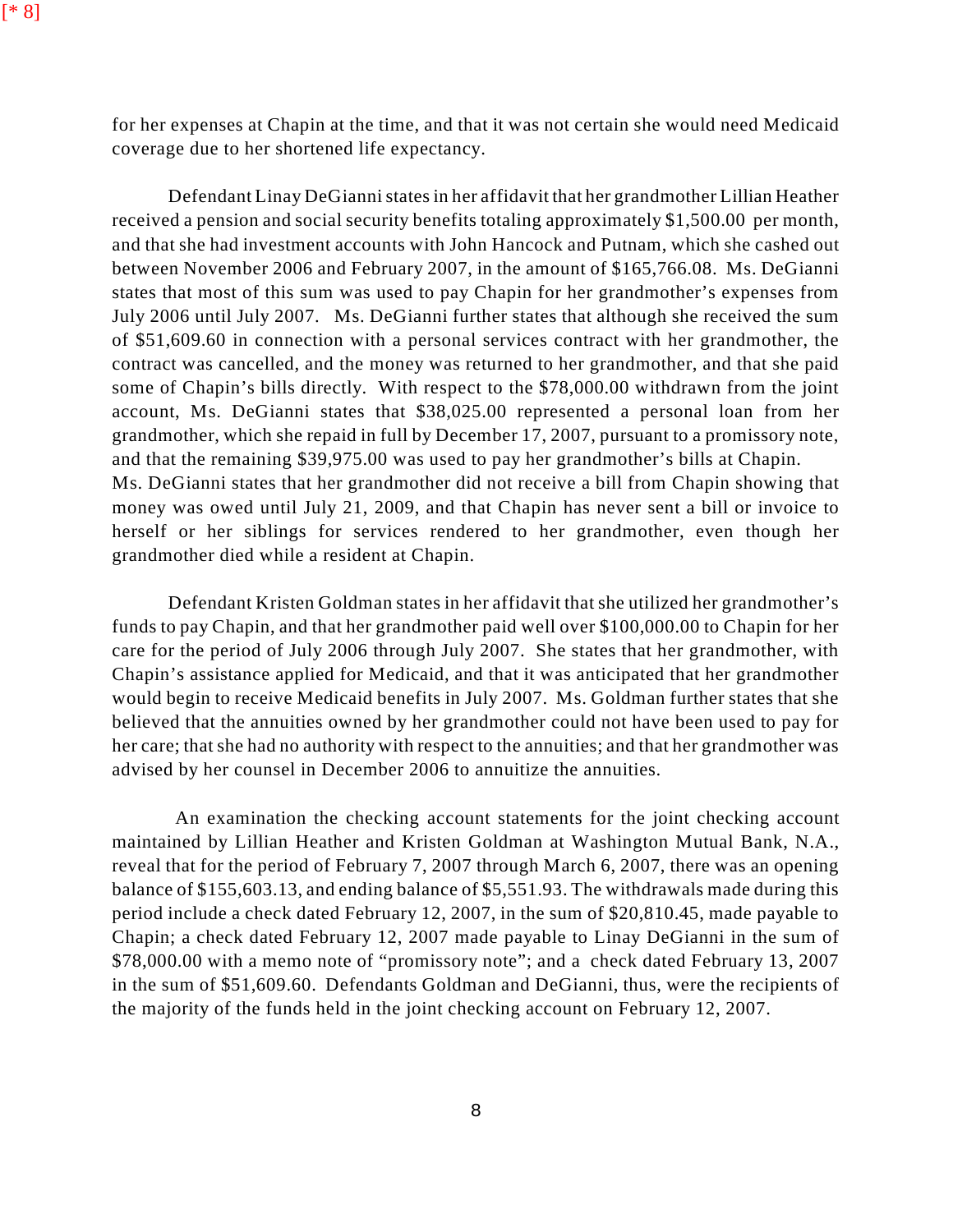for her expenses at Chapin at the time, and that it was not certain she would need Medicaid coverage due to her shortened life expectancy.

Defendant Linay DeGianni states in her affidavit that her grandmother Lillian Heather received a pension and social security benefits totaling approximately $1,500.00 per month, and that she had investment accounts with John Hancock and Putnam, which she cashed out between November 2006 and February 2007, in the amount of $165,766.08. Ms. DeGianni states that most of this sum was used to pay Chapin for her grandmother's expenses from July 2006 until July 2007. Ms. DeGianni further states that although she received the sum of $51,609.60 in connection with a personal services contract with her grandmother, the contract was cancelled, and the money was returned to her grandmother, and that she paid some of Chapin's bills directly. With respect to the $78,000.00 withdrawn from the joint account, Ms. DeGianni states that $38,025.00 represented a personal loan from her grandmother, which she repaid in full by December 17, 2007, pursuant to a promissory note, and that the remaining $39,975.00 was used to pay her grandmother's bills at Chapin. Ms. DeGianni states that her grandmother did not receive a bill from Chapin showing that money was owed until July 21, 2009, and that Chapin has never sent a bill or invoice to herself or her siblings for services rendered to her grandmother, even though her grandmother died while a resident at Chapin.

Defendant Kristen Goldman states in her affidavit that she utilized her grandmother's funds to pay Chapin, and that her grandmother paid well over $100,000.00 to Chapin for her care for the period of July 2006 through July 2007. She states that her grandmother, with Chapin's assistance applied for Medicaid, and that it was anticipated that her grandmother would begin to receive Medicaid benefits in July 2007. Ms. Goldman further states that she believed that the annuities owned by her grandmother could not have been used to pay for her care; that she had no authority with respect to the annuities; and that her grandmother was advised by her counsel in December 2006 to annuitize the annuities.

An examination the checking account statements for the joint checking account maintained by Lillian Heather and Kristen Goldman at Washington Mutual Bank, N.A., reveal that for the period of February 7, 2007 through March 6, 2007, there was an opening balance of $155,603.13, and ending balance of $5,551.93. The withdrawals made during this period include a check dated February 12, 2007, in the sum of $20,810.45, made payable to Chapin; a check dated February 12, 2007 made payable to Linay DeGianni in the sum of $78,000.00 with a memo note of "promissory note"; and a check dated February 13, 2007 in the sum of $51,609.60. Defendants Goldman and DeGianni, thus, were the recipients of the majority of the funds held in the joint checking account on February 12, 2007.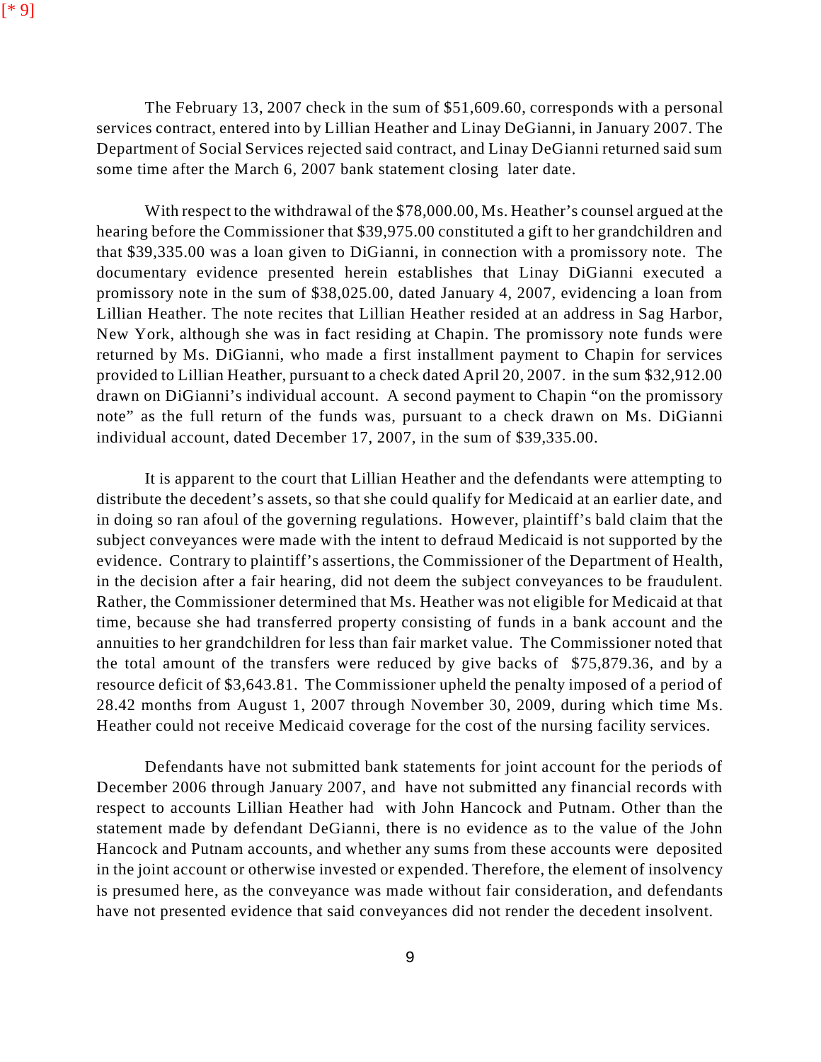The February 13, 2007 check in the sum of $51,609.60, corresponds with a personal services contract, entered into by Lillian Heather and Linay DeGianni, in January 2007. The Department of Social Services rejected said contract, and Linay DeGianni returned said sum some time after the March 6, 2007 bank statement closing later date.

With respect to the withdrawal of the $78,000.00, Ms. Heather's counsel argued at the hearing before the Commissioner that $39,975.00 constituted a gift to her grandchildren and that $39,335.00 was a loan given to DiGianni, in connection with a promissory note. The documentary evidence presented herein establishes that Linay DiGianni executed a promissory note in the sum of $38,025.00, dated January 4, 2007, evidencing a loan from Lillian Heather. The note recites that Lillian Heather resided at an address in Sag Harbor, New York, although she was in fact residing at Chapin. The promissory note funds were returned by Ms. DiGianni, who made a first installment payment to Chapin for services provided to Lillian Heather, pursuant to a check dated April 20, 2007. in the sum $32,912.00 drawn on DiGianni's individual account. A second payment to Chapin "on the promissory note" as the full return of the funds was, pursuant to a check drawn on Ms. DiGianni individual account, dated December 17, 2007, in the sum of $39,335.00.

It is apparent to the court that Lillian Heather and the defendants were attempting to distribute the decedent's assets, so that she could qualify for Medicaid at an earlier date, and in doing so ran afoul of the governing regulations. However, plaintiff's bald claim that the subject conveyances were made with the intent to defraud Medicaid is not supported by the evidence. Contrary to plaintiff's assertions, the Commissioner of the Department of Health, in the decision after a fair hearing, did not deem the subject conveyances to be fraudulent. Rather, the Commissioner determined that Ms. Heather was not eligible for Medicaid at that time, because she had transferred property consisting of funds in a bank account and the annuities to her grandchildren for less than fair market value. The Commissioner noted that the total amount of the transfers were reduced by give backs of $75,879.36, and by a resource deficit of $3,643.81. The Commissioner upheld the penalty imposed of a period of 28.42 months from August 1, 2007 through November 30, 2009, during which time Ms. Heather could not receive Medicaid coverage for the cost of the nursing facility services.

Defendants have not submitted bank statements for joint account for the periods of December 2006 through January 2007, and have not submitted any financial records with respect to accounts Lillian Heather had with John Hancock and Putnam. Other than the statement made by defendant DeGianni, there is no evidence as to the value of the John Hancock and Putnam accounts, and whether any sums from these accounts were deposited in the joint account or otherwise invested or expended. Therefore, the element of insolvency is presumed here, as the conveyance was made without fair consideration, and defendants have not presented evidence that said conveyances did not render the decedent insolvent.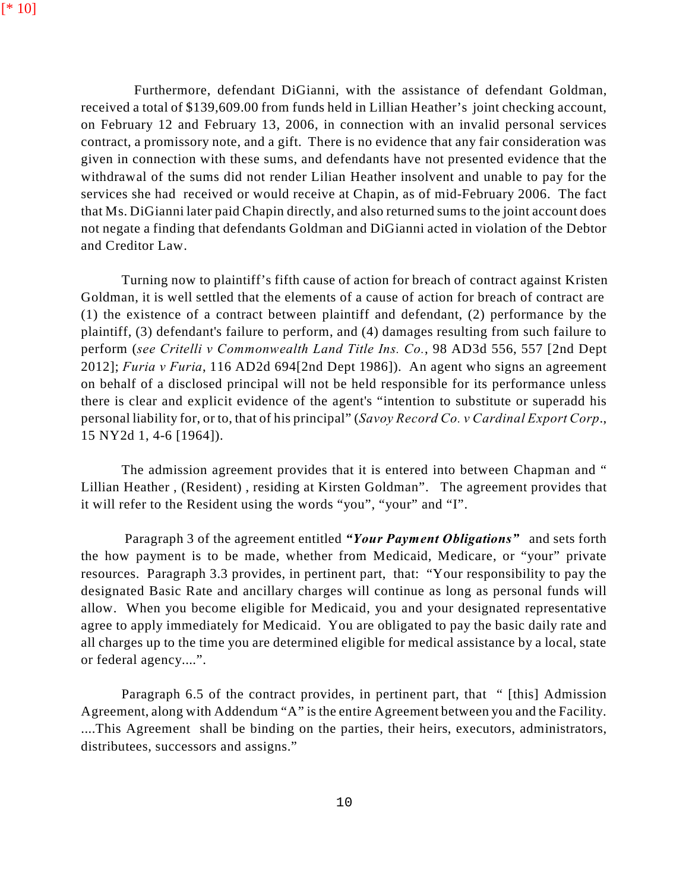[* 10]

Furthermore, defendant DiGianni, with the assistance of defendant Goldman, received a total of $139,609.00 from funds held in Lillian Heather's joint checking account, on February 12 and February 13, 2006, in connection with an invalid personal services contract, a promissory note, and a gift. There is no evidence that any fair consideration was given in connection with these sums, and defendants have not presented evidence that the withdrawal of the sums did not render Lilian Heather insolvent and unable to pay for the services she had received or would receive at Chapin, as of mid-February 2006. The fact that Ms. DiGianni later paid Chapin directly, and also returned sums to the joint account does not negate a finding that defendants Goldman and DiGianni acted in violation of the Debtor and Creditor Law.

Turning now to plaintiff's fifth cause of action for breach of contract against Kristen Goldman, it is well settled that the elements of a cause of action for breach of contract are (1) the existence of a contract between plaintiff and defendant, (2) performance by the plaintiff, (3) defendant's failure to perform, and (4) damages resulting from such failure to perform (*see Critelli v Commonwealth Land Title Ins. Co.*, 98 AD3d 556, 557 [2nd Dept 2012]; *Furia v Furia*, 116 AD2d 694[2nd Dept 1986]). An agent who signs an agreement on behalf of a disclosed principal will not be held responsible for its performance unless there is clear and explicit evidence of the agent's "intention to substitute or superadd his personal liability for, or to, that of his principal" (*Savoy Record Co. v Cardinal Export Corp.*, 15 NY2d 1, 4-6 [1964]).

The admission agreement provides that it is entered into between Chapman and " Lillian Heather , (Resident) , residing at Kirsten Goldman". The agreement provides that it will refer to the Resident using the words "you", "your" and "I".

Paragraph 3 of the agreement entitled ***"Your Payment Obligations"*** and sets forth the how payment is to be made, whether from Medicaid, Medicare, or "your" private resources. Paragraph 3.3 provides, in pertinent part, that: "Your responsibility to pay the designated Basic Rate and ancillary charges will continue as long as personal funds will allow. When you become eligible for Medicaid, you and your designated representative agree to apply immediately for Medicaid. You are obligated to pay the basic daily rate and all charges up to the time you are determined eligible for medical assistance by a local, state or federal agency....".

Paragraph 6.5 of the contract provides, in pertinent part, that " [this] Admission Agreement, along with Addendum "A" is the entire Agreement between you and the Facility. ....This Agreement shall be binding on the parties, their heirs, executors, administrators, distributees, successors and assigns."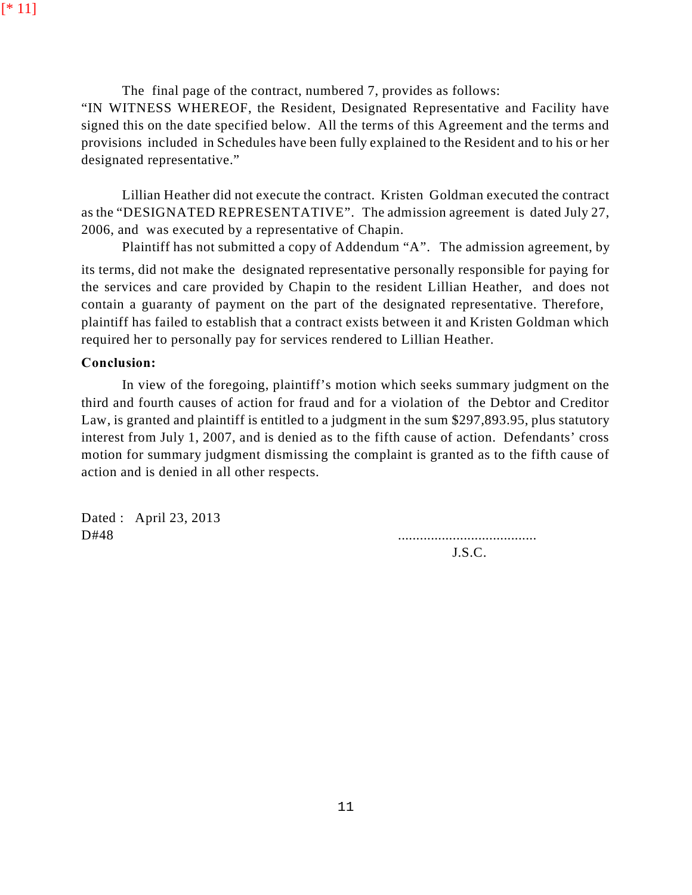[* 11]

The final page of the contract, numbered 7, provides as follows:

"IN WITNESS WHEREOF, the Resident, Designated Representative and Facility have signed this on the date specified below. All the terms of this Agreement and the terms and provisions included in Schedules have been fully explained to the Resident and to his or her designated representative."

Lillian Heather did not execute the contract. Kristen Goldman executed the contract as the "DESIGNATED REPRESENTATIVE". The admission agreement is dated July 27, 2006, and was executed by a representative of Chapin.

Plaintiff has not submitted a copy of Addendum "A". The admission agreement, by its terms, did not make the designated representative personally responsible for paying for the services and care provided by Chapin to the resident Lillian Heather, and does not contain a guaranty of payment on the part of the designated representative. Therefore, plaintiff has failed to establish that a contract exists between it and Kristen Goldman which required her to personally pay for services rendered to Lillian Heather.

**Conclusion:**

In view of the foregoing, plaintiff's motion which seeks summary judgment on the third and fourth causes of action for fraud and for a violation of the Debtor and Creditor Law, is granted and plaintiff is entitled to a judgment in the sum $297,893.95, plus statutory interest from July 1, 2007, and is denied as to the fifth cause of action. Defendants' cross motion for summary judgment dismissing the complaint is granted as to the fifth cause of action and is denied in all other respects.

Dated : April 23, 2013
D#48

.....................................
J.S.C.